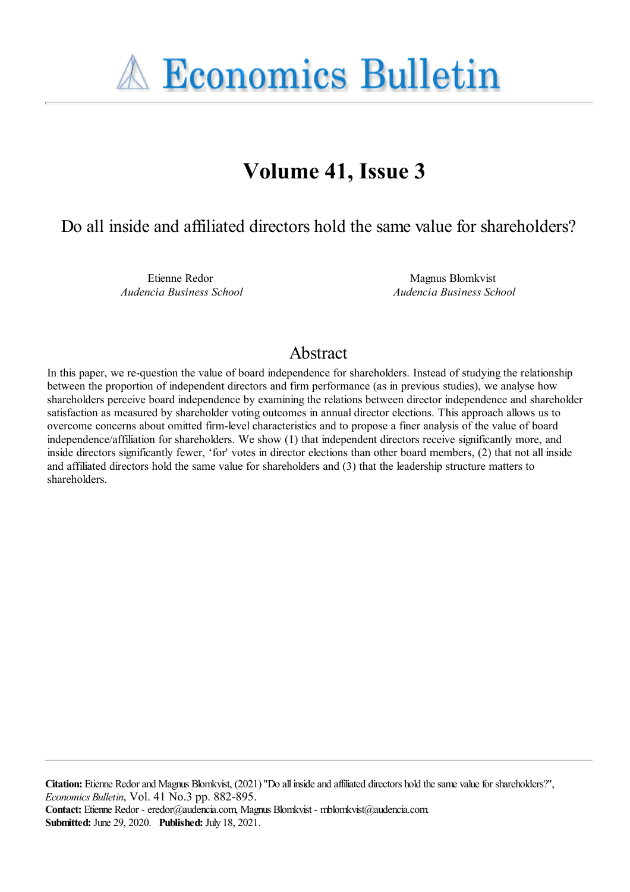# Economics Bulletin

## Volume 41, Issue 3

### Do all inside and affiliated directors hold the same value for shareholders?

Etienne Redor
*Audencia Business School*

Magnus Blomkvist
*Audencia Business School*

## Abstract

In this paper, we re-question the value of board independence for shareholders. Instead of studying the relationship between the proportion of independent directors and firm performance (as in previous studies), we analyse how shareholders perceive board independence by examining the relations between director independence and shareholder satisfaction as measured by shareholder voting outcomes in annual director elections. This approach allows us to overcome concerns about omitted firm-level characteristics and to propose a finer analysis of the value of board independence/affiliation for shareholders. We show (1) that independent directors receive significantly more, and inside directors significantly fewer, 'for' votes in director elections than other board members, (2) that not all inside and affiliated directors hold the same value for shareholders and (3) that the leadership structure matters to shareholders.

**Citation:** Etienne Redor and Magnus Blomkvist, (2021) "Do all inside and affiliated directors hold the same value for shareholders?", *Economics Bulletin*, Vol. 41 No.3 pp. 882-895.
**Contact:** Etienne Redor - eredor@audencia.com, Magnus Blomkvist - mblomkvist@audencia.com.
**Submitted:** June 29, 2020. **Published:** July 18, 2021.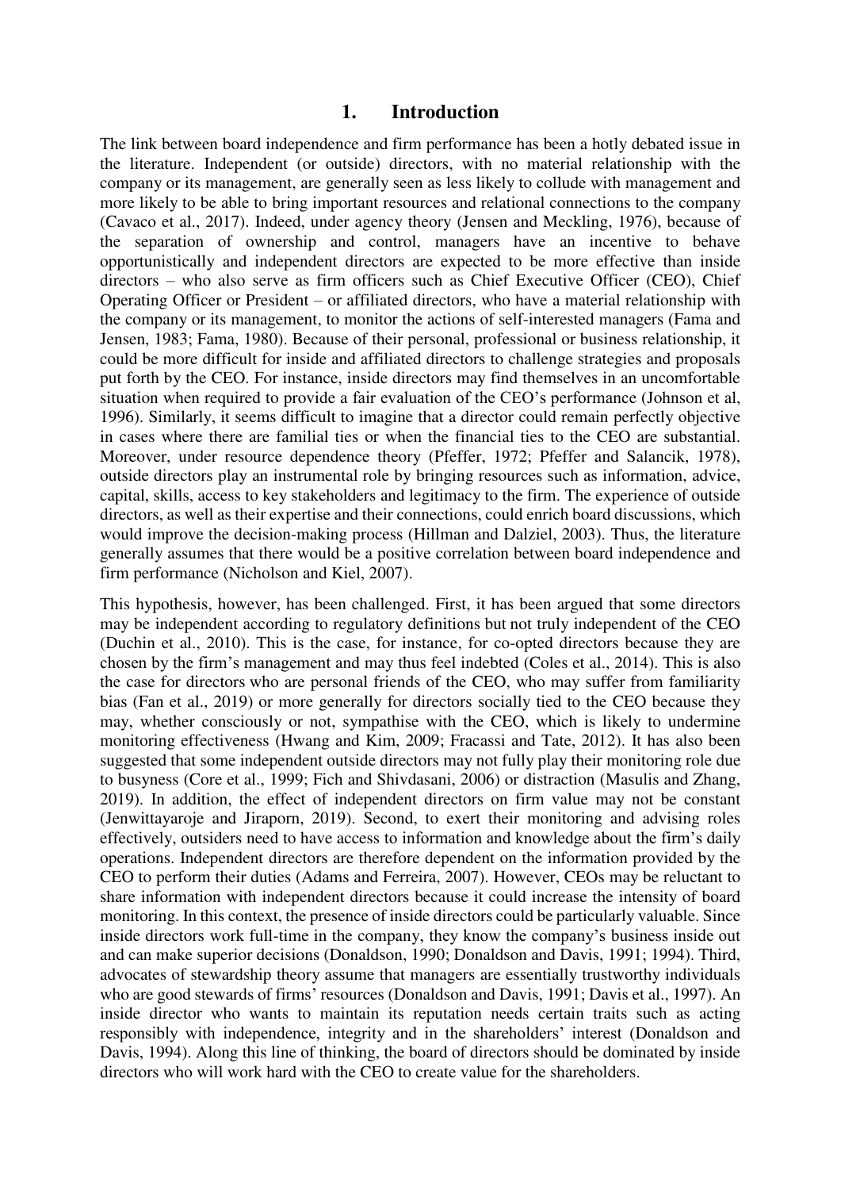# 1. Introduction

The link between board independence and firm performance has been a hotly debated issue in the literature. Independent (or outside) directors, with no material relationship with the company or its management, are generally seen as less likely to collude with management and more likely to be able to bring important resources and relational connections to the company (Cavaco et al., 2017). Indeed, under agency theory (Jensen and Meckling, 1976), because of the separation of ownership and control, managers have an incentive to behave opportunistically and independent directors are expected to be more effective than inside directors – who also serve as firm officers such as Chief Executive Officer (CEO), Chief Operating Officer or President – or affiliated directors, who have a material relationship with the company or its management, to monitor the actions of self-interested managers (Fama and Jensen, 1983; Fama, 1980). Because of their personal, professional or business relationship, it could be more difficult for inside and affiliated directors to challenge strategies and proposals put forth by the CEO. For instance, inside directors may find themselves in an uncomfortable situation when required to provide a fair evaluation of the CEO's performance (Johnson et al, 1996). Similarly, it seems difficult to imagine that a director could remain perfectly objective in cases where there are familial ties or when the financial ties to the CEO are substantial. Moreover, under resource dependence theory (Pfeffer, 1972; Pfeffer and Salancik, 1978), outside directors play an instrumental role by bringing resources such as information, advice, capital, skills, access to key stakeholders and legitimacy to the firm. The experience of outside directors, as well as their expertise and their connections, could enrich board discussions, which would improve the decision-making process (Hillman and Dalziel, 2003). Thus, the literature generally assumes that there would be a positive correlation between board independence and firm performance (Nicholson and Kiel, 2007).

This hypothesis, however, has been challenged. First, it has been argued that some directors may be independent according to regulatory definitions but not truly independent of the CEO (Duchin et al., 2010). This is the case, for instance, for co-opted directors because they are chosen by the firm's management and may thus feel indebted (Coles et al., 2014). This is also the case for directors who are personal friends of the CEO, who may suffer from familiarity bias (Fan et al., 2019) or more generally for directors socially tied to the CEO because they may, whether consciously or not, sympathise with the CEO, which is likely to undermine monitoring effectiveness (Hwang and Kim, 2009; Fracassi and Tate, 2012). It has also been suggested that some independent outside directors may not fully play their monitoring role due to busyness (Core et al., 1999; Fich and Shivdasani, 2006) or distraction (Masulis and Zhang, 2019). In addition, the effect of independent directors on firm value may not be constant (Jenwittayaroje and Jiraporn, 2019). Second, to exert their monitoring and advising roles effectively, outsiders need to have access to information and knowledge about the firm's daily operations. Independent directors are therefore dependent on the information provided by the CEO to perform their duties (Adams and Ferreira, 2007). However, CEOs may be reluctant to share information with independent directors because it could increase the intensity of board monitoring. In this context, the presence of inside directors could be particularly valuable. Since inside directors work full-time in the company, they know the company's business inside out and can make superior decisions (Donaldson, 1990; Donaldson and Davis, 1991; 1994). Third, advocates of stewardship theory assume that managers are essentially trustworthy individuals who are good stewards of firms' resources (Donaldson and Davis, 1991; Davis et al., 1997). An inside director who wants to maintain its reputation needs certain traits such as acting responsibly with independence, integrity and in the shareholders' interest (Donaldson and Davis, 1994). Along this line of thinking, the board of directors should be dominated by inside directors who will work hard with the CEO to create value for the shareholders.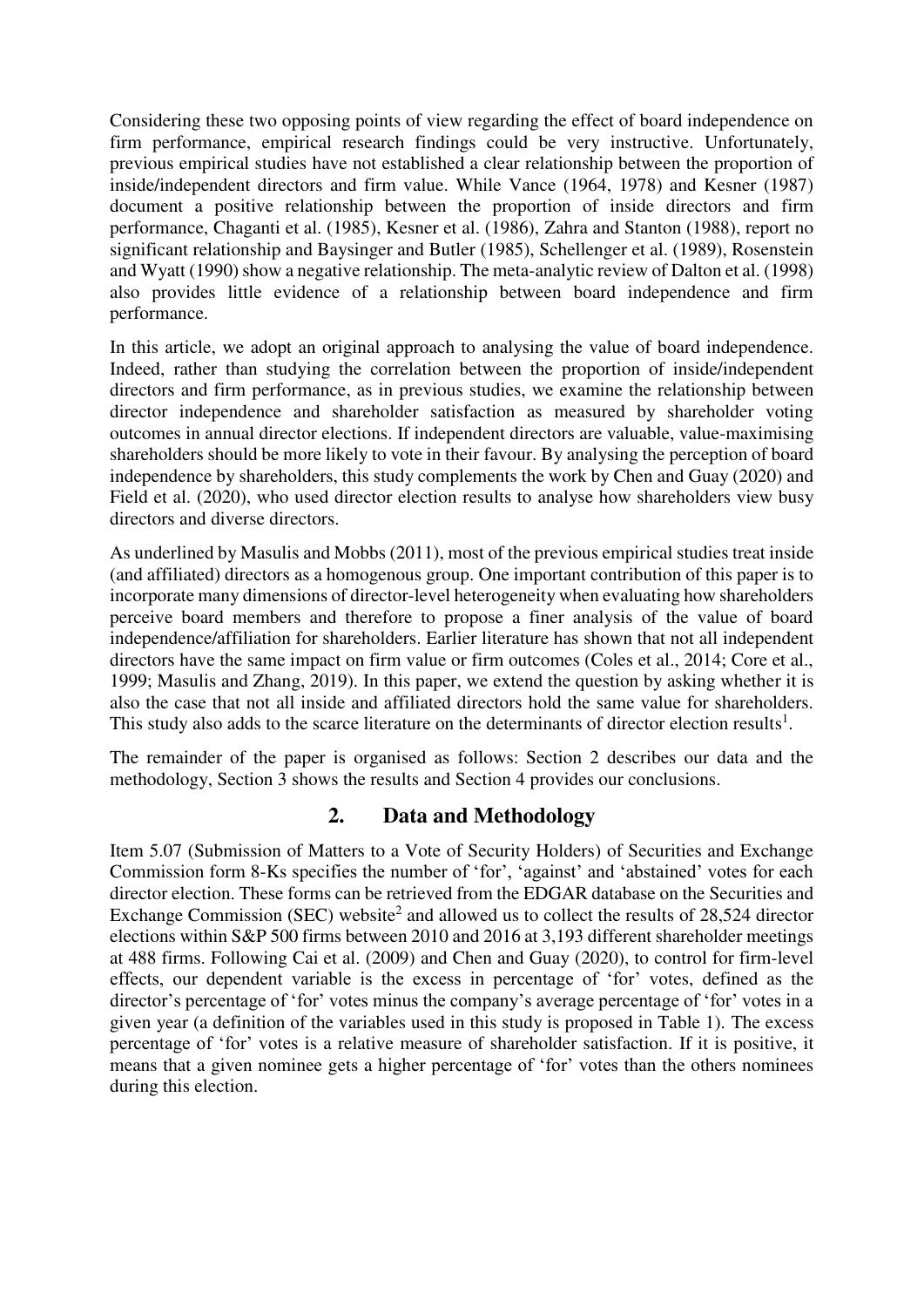Considering these two opposing points of view regarding the effect of board independence on firm performance, empirical research findings could be very instructive. Unfortunately, previous empirical studies have not established a clear relationship between the proportion of inside/independent directors and firm value. While Vance (1964, 1978) and Kesner (1987) document a positive relationship between the proportion of inside directors and firm performance, Chaganti et al. (1985), Kesner et al. (1986), Zahra and Stanton (1988), report no significant relationship and Baysinger and Butler (1985), Schellenger et al. (1989), Rosenstein and Wyatt (1990) show a negative relationship. The meta-analytic review of Dalton et al. (1998) also provides little evidence of a relationship between board independence and firm performance.

In this article, we adopt an original approach to analysing the value of board independence. Indeed, rather than studying the correlation between the proportion of inside/independent directors and firm performance, as in previous studies, we examine the relationship between director independence and shareholder satisfaction as measured by shareholder voting outcomes in annual director elections. If independent directors are valuable, value-maximising shareholders should be more likely to vote in their favour. By analysing the perception of board independence by shareholders, this study complements the work by Chen and Guay (2020) and Field et al. (2020), who used director election results to analyse how shareholders view busy directors and diverse directors.

As underlined by Masulis and Mobbs (2011), most of the previous empirical studies treat inside (and affiliated) directors as a homogenous group. One important contribution of this paper is to incorporate many dimensions of director-level heterogeneity when evaluating how shareholders perceive board members and therefore to propose a finer analysis of the value of board independence/affiliation for shareholders. Earlier literature has shown that not all independent directors have the same impact on firm value or firm outcomes (Coles et al., 2014; Core et al., 1999; Masulis and Zhang, 2019). In this paper, we extend the question by asking whether it is also the case that not all inside and affiliated directors hold the same value for shareholders. This study also adds to the scarce literature on the determinants of director election results[1].

The remainder of the paper is organised as follows: Section 2 describes our data and the methodology, Section 3 shows the results and Section 4 provides our conclusions.

## 2. Data and Methodology

Item 5.07 (Submission of Matters to a Vote of Security Holders) of Securities and Exchange Commission form 8-Ks specifies the number of 'for', 'against' and 'abstained' votes for each director election. These forms can be retrieved from the EDGAR database on the Securities and Exchange Commission (SEC) website[2] and allowed us to collect the results of 28,524 director elections within S&P 500 firms between 2010 and 2016 at 3,193 different shareholder meetings at 488 firms. Following Cai et al. (2009) and Chen and Guay (2020), to control for firm-level effects, our dependent variable is the excess in percentage of 'for' votes, defined as the director's percentage of 'for' votes minus the company's average percentage of 'for' votes in a given year (a definition of the variables used in this study is proposed in Table 1). The excess percentage of 'for' votes is a relative measure of shareholder satisfaction. If it is positive, it means that a given nominee gets a higher percentage of 'for' votes than the others nominees during this election.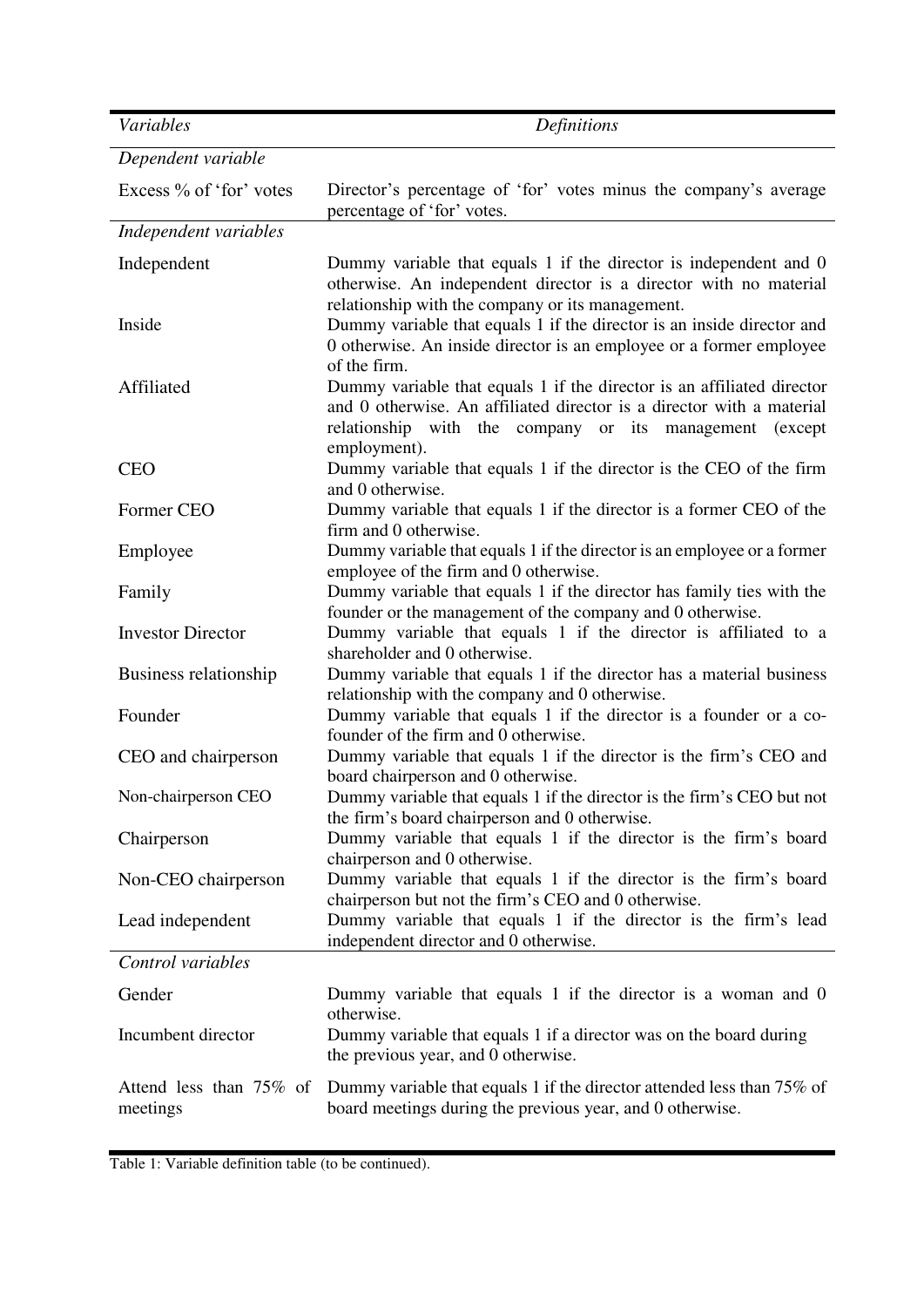| *Variables* | *Definitions* |
|---|---|
| *Dependent variable* | |
| Excess % of 'for' votes | Director's percentage of 'for' votes minus the company's average percentage of 'for' votes. |
| *Independent variables* | |
| Independent | Dummy variable that equals 1 if the director is independent and 0 otherwise. An independent director is a director with no material relationship with the company or its management. |
| Inside | Dummy variable that equals 1 if the director is an inside director and 0 otherwise. An inside director is an employee or a former employee of the firm. |
| Affiliated | Dummy variable that equals 1 if the director is an affiliated director and 0 otherwise. An affiliated director is a director with a material relationship with the company or its management (except employment). |
| CEO | Dummy variable that equals 1 if the director is the CEO of the firm and 0 otherwise. |
| Former CEO | Dummy variable that equals 1 if the director is a former CEO of the firm and 0 otherwise. |
| Employee | Dummy variable that equals 1 if the director is an employee or a former employee of the firm and 0 otherwise. |
| Family | Dummy variable that equals 1 if the director has family ties with the founder or the management of the company and 0 otherwise. |
| Investor Director | Dummy variable that equals 1 if the director is affiliated to a shareholder and 0 otherwise. |
| Business relationship | Dummy variable that equals 1 if the director has a material business relationship with the company and 0 otherwise. |
| Founder | Dummy variable that equals 1 if the director is a founder or a co-founder of the firm and 0 otherwise. |
| CEO and chairperson | Dummy variable that equals 1 if the director is the firm's CEO and board chairperson and 0 otherwise. |
| Non-chairperson CEO | Dummy variable that equals 1 if the director is the firm's CEO but not the firm's board chairperson and 0 otherwise. |
| Chairperson | Dummy variable that equals 1 if the director is the firm's board chairperson and 0 otherwise. |
| Non-CEO chairperson | Dummy variable that equals 1 if the director is the firm's board chairperson but not the firm's CEO and 0 otherwise. |
| Lead independent | Dummy variable that equals 1 if the director is the firm's lead independent director and 0 otherwise. |
| *Control variables* | |
| Gender | Dummy variable that equals 1 if the director is a woman and 0 otherwise. |
| Incumbent director | Dummy variable that equals 1 if a director was on the board during the previous year, and 0 otherwise. |
| Attend less than 75% of meetings | Dummy variable that equals 1 if the director attended less than 75% of board meetings during the previous year, and 0 otherwise. |

Table 1: Variable definition table (to be continued).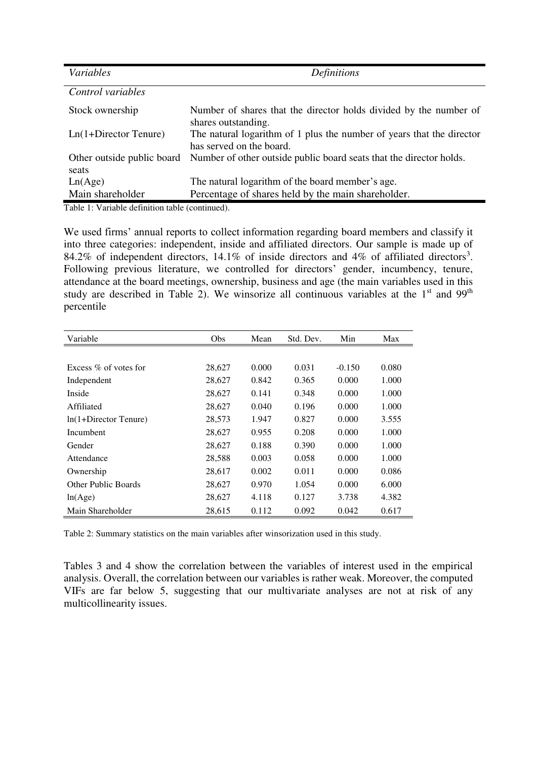| *Variables* | *Definitions* |
|---|---|
| *Control variables* | |
| Stock ownership | Number of shares that the director holds divided by the number of shares outstanding. |
| Ln(1+Director Tenure) | The natural logarithm of 1 plus the number of years that the director has served on the board. |
| Other outside public board seats | Number of other outside public board seats that the director holds. |
| Ln(Age) | The natural logarithm of the board member's age. |
| Main shareholder | Percentage of shares held by the main shareholder. |

Table 1: Variable definition table (continued).

We used firms' annual reports to collect information regarding board members and classify it into three categories: independent, inside and affiliated directors. Our sample is made up of 84.2% of independent directors, 14.1% of inside directors and 4% of affiliated directors[3]. Following previous literature, we controlled for directors' gender, incumbency, tenure, attendance at the board meetings, ownership, business and age (the main variables used in this study are described in Table 2). We winsorize all continuous variables at the 1[st] and 99[th] percentile

| Variable | Obs | Mean | Std. Dev. | Min | Max |
|---|---|---|---|---|---|
| Excess % of votes for | 28,627 | 0.000 | 0.031 | -0.150 | 0.080 |
| Independent | 28,627 | 0.842 | 0.365 | 0.000 | 1.000 |
| Inside | 28,627 | 0.141 | 0.348 | 0.000 | 1.000 |
| Affiliated | 28,627 | 0.040 | 0.196 | 0.000 | 1.000 |
| ln(1+Director Tenure) | 28,573 | 1.947 | 0.827 | 0.000 | 3.555 |
| Incumbent | 28,627 | 0.955 | 0.208 | 0.000 | 1.000 |
| Gender | 28,627 | 0.188 | 0.390 | 0.000 | 1.000 |
| Attendance | 28,588 | 0.003 | 0.058 | 0.000 | 1.000 |
| Ownership | 28,617 | 0.002 | 0.011 | 0.000 | 0.086 |
| Other Public Boards | 28,627 | 0.970 | 1.054 | 0.000 | 6.000 |
| ln(Age) | 28,627 | 4.118 | 0.127 | 3.738 | 4.382 |
| Main Shareholder | 28,615 | 0.112 | 0.092 | 0.042 | 0.617 |

Table 2: Summary statistics on the main variables after winsorization used in this study.

Tables 3 and 4 show the correlation between the variables of interest used in the empirical analysis. Overall, the correlation between our variables is rather weak. Moreover, the computed VIFs are far below 5, suggesting that our multivariate analyses are not at risk of any multicollinearity issues.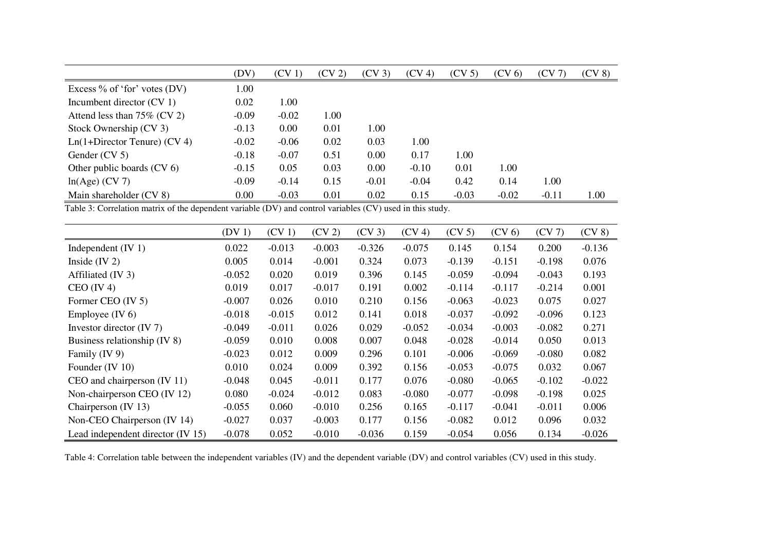| | (DV) | (CV 1) | (CV 2) | (CV 3) | (CV 4) | (CV 5) | (CV 6) | (CV 7) | (CV 8) |
|---|---|---|---|---|---|---|---|---|---|
| Excess % of 'for' votes (DV) | 1.00 | | | | | | | | |
| Incumbent director (CV 1) | 0.02 | 1.00 | | | | | | | |
| Attend less than 75% (CV 2) | -0.09 | -0.02 | 1.00 | | | | | | |
| Stock Ownership (CV 3) | -0.13 | 0.00 | 0.01 | 1.00 | | | | | |
| Ln(1+Director Tenure) (CV 4) | -0.02 | -0.06 | 0.02 | 0.03 | 1.00 | | | | |
| Gender (CV 5) | -0.18 | -0.07 | 0.51 | 0.00 | 0.17 | 1.00 | | | |
| Other public boards (CV 6) | -0.15 | 0.05 | 0.03 | 0.00 | -0.10 | 0.01 | 1.00 | | |
| ln(Age) (CV 7) | -0.09 | -0.14 | 0.15 | -0.01 | -0.04 | 0.42 | 0.14 | 1.00 | |
| Main shareholder (CV 8) | 0.00 | -0.03 | 0.01 | 0.02 | 0.15 | -0.03 | -0.02 | -0.11 | 1.00 |

Table 3: Correlation matrix of the dependent variable (DV) and control variables (CV) used in this study.

| | (DV 1) | (CV 1) | (CV 2) | (CV 3) | (CV 4) | (CV 5) | (CV 6) | (CV 7) | (CV 8) |
|---|---|---|---|---|---|---|---|---|---|
| Independent (IV 1) | 0.022 | -0.013 | -0.003 | -0.326 | -0.075 | 0.145 | 0.154 | 0.200 | -0.136 |
| Inside (IV 2) | 0.005 | 0.014 | -0.001 | 0.324 | 0.073 | -0.139 | -0.151 | -0.198 | 0.076 |
| Affiliated (IV 3) | -0.052 | 0.020 | 0.019 | 0.396 | 0.145 | -0.059 | -0.094 | -0.043 | 0.193 |
| CEO (IV 4) | 0.019 | 0.017 | -0.017 | 0.191 | 0.002 | -0.114 | -0.117 | -0.214 | 0.001 |
| Former CEO (IV 5) | -0.007 | 0.026 | 0.010 | 0.210 | 0.156 | -0.063 | -0.023 | 0.075 | 0.027 |
| Employee (IV 6) | -0.018 | -0.015 | 0.012 | 0.141 | 0.018 | -0.037 | -0.092 | -0.096 | 0.123 |
| Investor director (IV 7) | -0.049 | -0.011 | 0.026 | 0.029 | -0.052 | -0.034 | -0.003 | -0.082 | 0.271 |
| Business relationship (IV 8) | -0.059 | 0.010 | 0.008 | 0.007 | 0.048 | -0.028 | -0.014 | 0.050 | 0.013 |
| Family (IV 9) | -0.023 | 0.012 | 0.009 | 0.296 | 0.101 | -0.006 | -0.069 | -0.080 | 0.082 |
| Founder (IV 10) | 0.010 | 0.024 | 0.009 | 0.392 | 0.156 | -0.053 | -0.075 | 0.032 | 0.067 |
| CEO and chairperson (IV 11) | -0.048 | 0.045 | -0.011 | 0.177 | 0.076 | -0.080 | -0.065 | -0.102 | -0.022 |
| Non-chairperson CEO (IV 12) | 0.080 | -0.024 | -0.012 | 0.083 | -0.080 | -0.077 | -0.098 | -0.198 | 0.025 |
| Chairperson (IV 13) | -0.055 | 0.060 | -0.010 | 0.256 | 0.165 | -0.117 | -0.041 | -0.011 | 0.006 |
| Non-CEO Chairperson (IV 14) | -0.027 | 0.037 | -0.003 | 0.177 | 0.156 | -0.082 | 0.012 | 0.096 | 0.032 |
| Lead independent director (IV 15) | -0.078 | 0.052 | -0.010 | -0.036 | 0.159 | -0.054 | 0.056 | 0.134 | -0.026 |

Table 4: Correlation table between the independent variables (IV) and the dependent variable (DV) and control variables (CV) used in this study.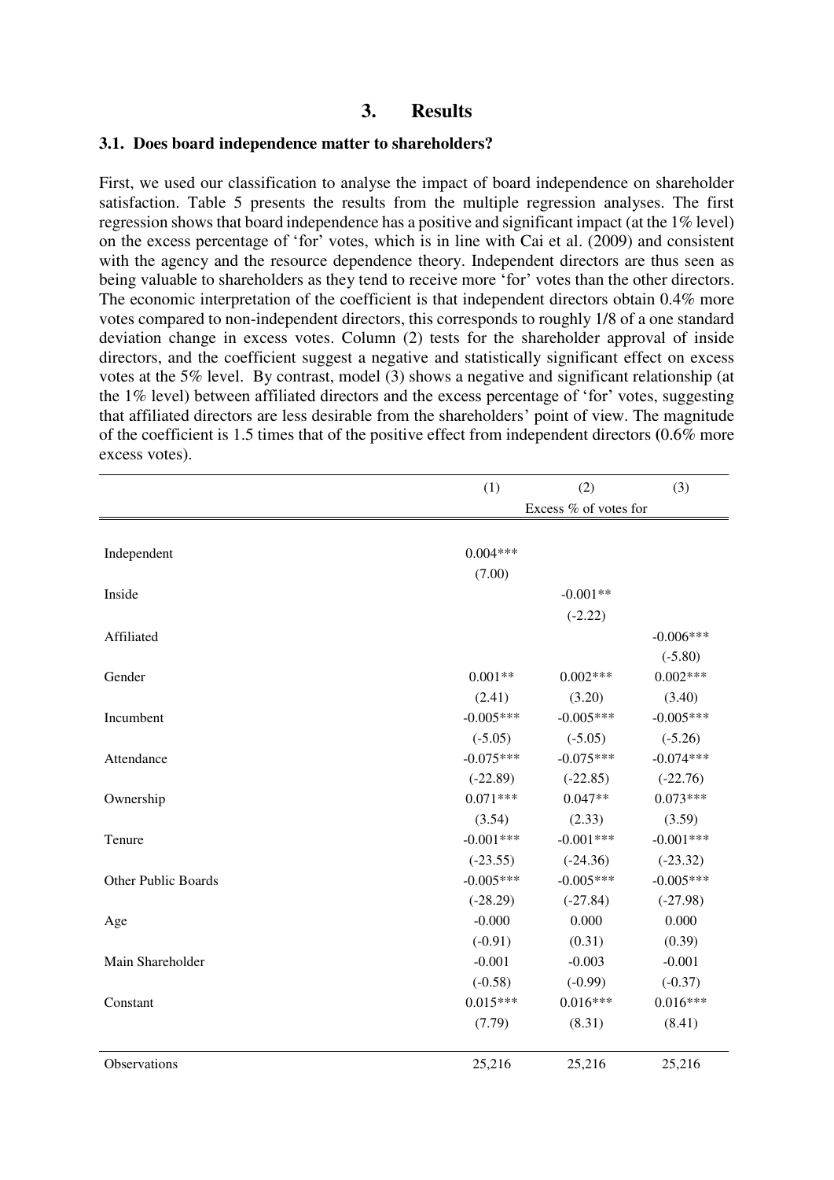# 3. Results

### 3.1. Does board independence matter to shareholders?

First, we used our classification to analyse the impact of board independence on shareholder satisfaction. Table 5 presents the results from the multiple regression analyses. The first regression shows that board independence has a positive and significant impact (at the 1% level) on the excess percentage of 'for' votes, which is in line with Cai et al. (2009) and consistent with the agency and the resource dependence theory. Independent directors are thus seen as being valuable to shareholders as they tend to receive more 'for' votes than the other directors. The economic interpretation of the coefficient is that independent directors obtain 0.4% more votes compared to non-independent directors, this corresponds to roughly 1/8 of a one standard deviation change in excess votes. Column (2) tests for the shareholder approval of inside directors, and the coefficient suggest a negative and statistically significant effect on excess votes at the 5% level. By contrast, model (3) shows a negative and significant relationship (at the 1% level) between affiliated directors and the excess percentage of 'for' votes, suggesting that affiliated directors are less desirable from the shareholders' point of view. The magnitude of the coefficient is 1.5 times that of the positive effect from independent directors **(**0.6% more excess votes).

| | (1) | (2) | (3) |
|---|---|---|---|
| | Excess % of votes for | | |
| Independent | 0.004*** | | |
| | (7.00) | | |
| Inside | | -0.001** | |
| | | (-2.22) | |
| Affiliated | | | -0.006*** |
| | | | (-5.80) |
| Gender | 0.001** | 0.002*** | 0.002*** |
| | (2.41) | (3.20) | (3.40) |
| Incumbent | -0.005*** | -0.005*** | -0.005*** |
| | (-5.05) | (-5.05) | (-5.26) |
| Attendance | -0.075*** | -0.075*** | -0.074*** |
| | (-22.89) | (-22.85) | (-22.76) |
| Ownership | 0.071*** | 0.047** | 0.073*** |
| | (3.54) | (2.33) | (3.59) |
| Tenure | -0.001*** | -0.001*** | -0.001*** |
| | (-23.55) | (-24.36) | (-23.32) |
| Other Public Boards | -0.005*** | -0.005*** | -0.005*** |
| | (-28.29) | (-27.84) | (-27.98) |
| Age | -0.000 | 0.000 | 0.000 |
| | (-0.91) | (0.31) | (0.39) |
| Main Shareholder | -0.001 | -0.003 | -0.001 |
| | (-0.58) | (-0.99) | (-0.37) |
| Constant | 0.015*** | 0.016*** | 0.016*** |
| | (7.79) | (8.31) | (8.41) |
| Observations | 25,216 | 25,216 | 25,216 |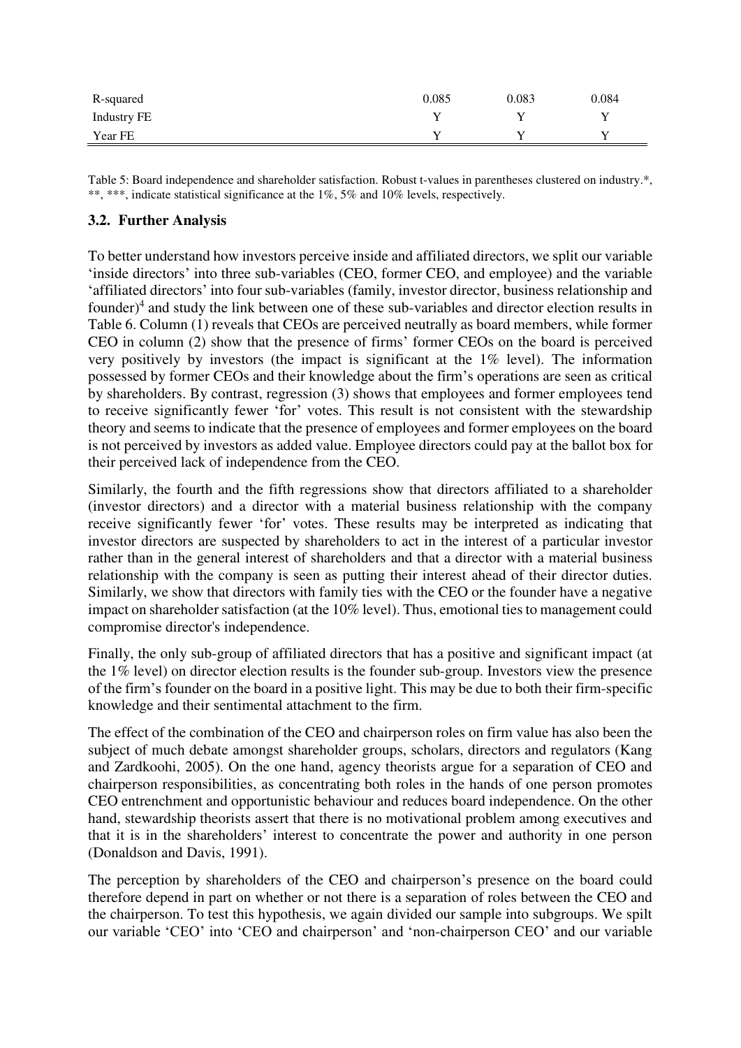| | | | |
|---|---|---|---|
| R-squared | 0.085 | 0.083 | 0.084 |
| Industry FE | Y | Y | Y |
| Year FE | Y | Y | Y |

Table 5: Board independence and shareholder satisfaction. Robust t-values in parentheses clustered on industry.*, **, ***, indicate statistical significance at the 1%, 5% and 10% levels, respectively.

### 3.2. Further Analysis

To better understand how investors perceive inside and affiliated directors, we split our variable 'inside directors' into three sub-variables (CEO, former CEO, and employee) and the variable 'affiliated directors' into four sub-variables (family, investor director, business relationship and founder)[4] and study the link between one of these sub-variables and director election results in Table 6. Column (1) reveals that CEOs are perceived neutrally as board members, while former CEO in column (2) show that the presence of firms' former CEOs on the board is perceived very positively by investors (the impact is significant at the 1% level). The information possessed by former CEOs and their knowledge about the firm's operations are seen as critical by shareholders. By contrast, regression (3) shows that employees and former employees tend to receive significantly fewer 'for' votes. This result is not consistent with the stewardship theory and seems to indicate that the presence of employees and former employees on the board is not perceived by investors as added value. Employee directors could pay at the ballot box for their perceived lack of independence from the CEO.

Similarly, the fourth and the fifth regressions show that directors affiliated to a shareholder (investor directors) and a director with a material business relationship with the company receive significantly fewer 'for' votes. These results may be interpreted as indicating that investor directors are suspected by shareholders to act in the interest of a particular investor rather than in the general interest of shareholders and that a director with a material business relationship with the company is seen as putting their interest ahead of their director duties. Similarly, we show that directors with family ties with the CEO or the founder have a negative impact on shareholder satisfaction (at the 10% level). Thus, emotional ties to management could compromise director's independence.

Finally, the only sub-group of affiliated directors that has a positive and significant impact (at the 1% level) on director election results is the founder sub-group. Investors view the presence of the firm's founder on the board in a positive light. This may be due to both their firm-specific knowledge and their sentimental attachment to the firm.

The effect of the combination of the CEO and chairperson roles on firm value has also been the subject of much debate amongst shareholder groups, scholars, directors and regulators (Kang and Zardkoohi, 2005). On the one hand, agency theorists argue for a separation of CEO and chairperson responsibilities, as concentrating both roles in the hands of one person promotes CEO entrenchment and opportunistic behaviour and reduces board independence. On the other hand, stewardship theorists assert that there is no motivational problem among executives and that it is in the shareholders' interest to concentrate the power and authority in one person (Donaldson and Davis, 1991).

The perception by shareholders of the CEO and chairperson's presence on the board could therefore depend in part on whether or not there is a separation of roles between the CEO and the chairperson. To test this hypothesis, we again divided our sample into subgroups. We spilt our variable 'CEO' into 'CEO and chairperson' and 'non-chairperson CEO' and our variable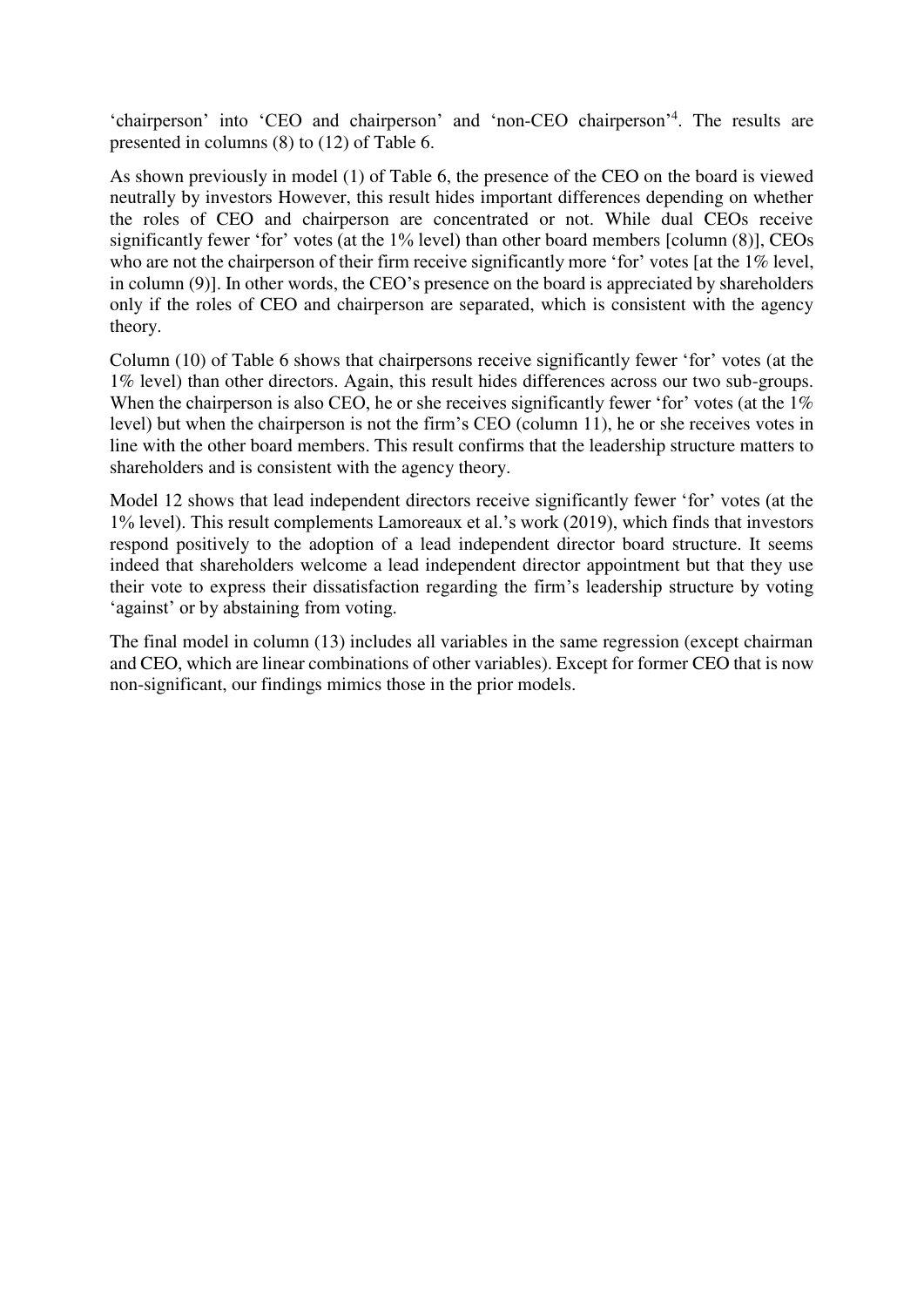'chairperson' into 'CEO and chairperson' and 'non-CEO chairperson'[4]. The results are presented in columns (8) to (12) of Table 6.

As shown previously in model (1) of Table 6, the presence of the CEO on the board is viewed neutrally by investors However, this result hides important differences depending on whether the roles of CEO and chairperson are concentrated or not. While dual CEOs receive significantly fewer 'for' votes (at the 1% level) than other board members [column (8)], CEOs who are not the chairperson of their firm receive significantly more 'for' votes [at the 1% level, in column (9)]. In other words, the CEO's presence on the board is appreciated by shareholders only if the roles of CEO and chairperson are separated, which is consistent with the agency theory.

Column (10) of Table 6 shows that chairpersons receive significantly fewer 'for' votes (at the 1% level) than other directors. Again, this result hides differences across our two sub-groups. When the chairperson is also CEO, he or she receives significantly fewer 'for' votes (at the 1% level) but when the chairperson is not the firm's CEO (column 11), he or she receives votes in line with the other board members. This result confirms that the leadership structure matters to shareholders and is consistent with the agency theory.

Model 12 shows that lead independent directors receive significantly fewer 'for' votes (at the 1% level). This result complements Lamoreaux et al.'s work (2019), which finds that investors respond positively to the adoption of a lead independent director board structure. It seems indeed that shareholders welcome a lead independent director appointment but that they use their vote to express their dissatisfaction regarding the firm's leadership structure by voting 'against' or by abstaining from voting.

The final model in column (13) includes all variables in the same regression (except chairman and CEO, which are linear combinations of other variables). Except for former CEO that is now non-significant, our findings mimics those in the prior models.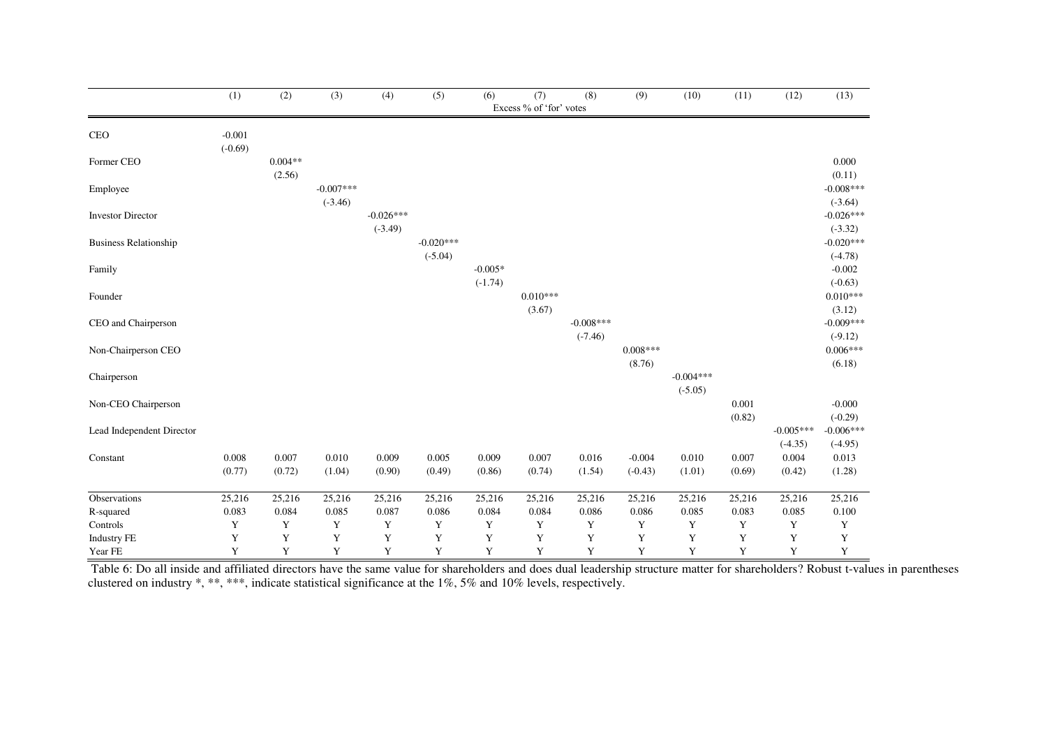| | (1) | (2) | (3) | (4) | (5) | (6) | (7) | (8) | (9) | (10) | (11) | (12) | (13) |
|---|---|---|---|---|---|---|---|---|---|---|---|---|---|
| | | | | | | | Excess % of 'for' votes | | | | | | |
| CEO | -0.001 | | | | | | | | | | | | |
| | (-0.69) | | | | | | | | | | | | |
| Former CEO | | 0.004** | | | | | | | | | | | 0.000 |
| | | (2.56) | | | | | | | | | | | (0.11) |
| Employee | | | -0.007*** | | | | | | | | | | -0.008*** |
| | | | (-3.46) | | | | | | | | | | (-3.64) |
| Investor Director | | | | -0.026*** | | | | | | | | | -0.026*** |
| | | | | (-3.49) | | | | | | | | | (-3.32) |
| Business Relationship | | | | | -0.020*** | | | | | | | | -0.020*** |
| | | | | | (-5.04) | | | | | | | | (-4.78) |
| Family | | | | | | -0.005* | | | | | | | -0.002 |
| | | | | | | (-1.74) | | | | | | | (-0.63) |
| Founder | | | | | | | 0.010*** | | | | | | 0.010*** |
| | | | | | | | (3.67) | | | | | | (3.12) |
| CEO and Chairperson | | | | | | | | -0.008*** | | | | | -0.009*** |
| | | | | | | | | (-7.46) | | | | | (-9.12) |
| Non-Chairperson CEO | | | | | | | | | 0.008*** | | | | 0.006*** |
| | | | | | | | | | (8.76) | | | | (6.18) |
| Chairperson | | | | | | | | | | -0.004*** | | | |
| | | | | | | | | | | (-5.05) | | | |
| Non-CEO Chairperson | | | | | | | | | | | 0.001 | | -0.000 |
| | | | | | | | | | | | (0.82) | | (-0.29) |
| Lead Independent Director | | | | | | | | | | | | -0.005*** | -0.006*** |
| | | | | | | | | | | | | (-4.35) | (-4.95) |
| Constant | 0.008 | 0.007 | 0.010 | 0.009 | 0.005 | 0.009 | 0.007 | 0.016 | -0.004 | 0.010 | 0.007 | 0.004 | 0.013 |
| | (0.77) | (0.72) | (1.04) | (0.90) | (0.49) | (0.86) | (0.74) | (1.54) | (-0.43) | (1.01) | (0.69) | (0.42) | (1.28) |
| Observations | 25,216 | 25,216 | 25,216 | 25,216 | 25,216 | 25,216 | 25,216 | 25,216 | 25,216 | 25,216 | 25,216 | 25,216 | 25,216 |
| R-squared | 0.083 | 0.084 | 0.085 | 0.087 | 0.086 | 0.084 | 0.084 | 0.086 | 0.086 | 0.085 | 0.083 | 0.085 | 0.100 |
| Controls | Y | Y | Y | Y | Y | Y | Y | Y | Y | Y | Y | Y | Y |
| Industry FE | Y | Y | Y | Y | Y | Y | Y | Y | Y | Y | Y | Y | Y |
| Year FE | Y | Y | Y | Y | Y | Y | Y | Y | Y | Y | Y | Y | Y |

Table 6: Do all inside and affiliated directors have the same value for shareholders and does dual leadership structure matter for shareholders? Robust t-values in parentheses clustered on industry *, **, ***, indicate statistical significance at the 1%, 5% and 10% levels, respectively.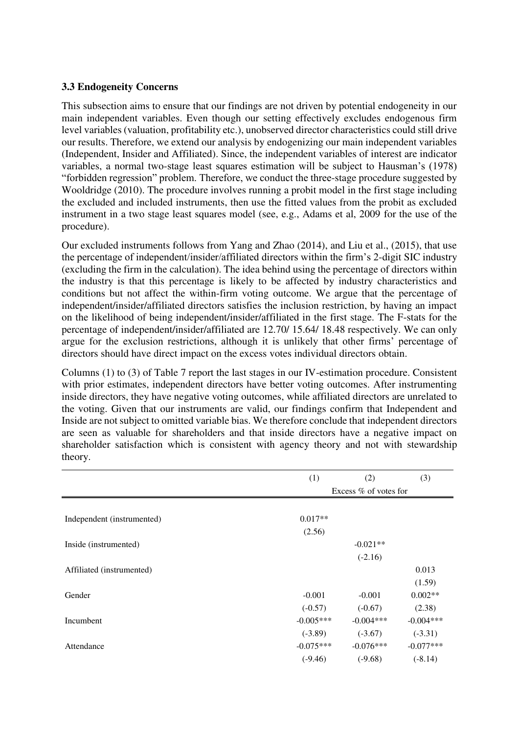### 3.3 Endogeneity Concerns

This subsection aims to ensure that our findings are not driven by potential endogeneity in our main independent variables. Even though our setting effectively excludes endogenous firm level variables (valuation, profitability etc.), unobserved director characteristics could still drive our results. Therefore, we extend our analysis by endogenizing our main independent variables (Independent, Insider and Affiliated). Since, the independent variables of interest are indicator variables, a normal two-stage least squares estimation will be subject to Hausman's (1978) "forbidden regression" problem. Therefore, we conduct the three-stage procedure suggested by Wooldridge (2010). The procedure involves running a probit model in the first stage including the excluded and included instruments, then use the fitted values from the probit as excluded instrument in a two stage least squares model (see, e.g., Adams et al, 2009 for the use of the procedure).

Our excluded instruments follows from Yang and Zhao (2014), and Liu et al., (2015), that use the percentage of independent/insider/affiliated directors within the firm's 2-digit SIC industry (excluding the firm in the calculation). The idea behind using the percentage of directors within the industry is that this percentage is likely to be affected by industry characteristics and conditions but not affect the within-firm voting outcome. We argue that the percentage of independent/insider/affiliated directors satisfies the inclusion restriction, by having an impact on the likelihood of being independent/insider/affiliated in the first stage. The F-stats for the percentage of independent/insider/affiliated are 12.70/ 15.64/ 18.48 respectively. We can only argue for the exclusion restrictions, although it is unlikely that other firms' percentage of directors should have direct impact on the excess votes individual directors obtain.

Columns (1) to (3) of Table 7 report the last stages in our IV-estimation procedure. Consistent with prior estimates, independent directors have better voting outcomes. After instrumenting inside directors, they have negative voting outcomes, while affiliated directors are unrelated to the voting. Given that our instruments are valid, our findings confirm that Independent and Inside are not subject to omitted variable bias. We therefore conclude that independent directors are seen as valuable for shareholders and that inside directors have a negative impact on shareholder satisfaction which is consistent with agency theory and not with stewardship theory.

| | (1) | (2) | (3) |
|---|---|---|---|
| | Excess % of votes for | | |
| Independent (instrumented) | 0.017** | | |
| | (2.56) | | |
| Inside (instrumented) | | -0.021** | |
| | | (-2.16) | |
| Affiliated (instrumented) | | | 0.013 |
| | | | (1.59) |
| Gender | -0.001 | -0.001 | 0.002** |
| | (-0.57) | (-0.67) | (2.38) |
| Incumbent | -0.005*** | -0.004*** | -0.004*** |
| | (-3.89) | (-3.67) | (-3.31) |
| Attendance | -0.075*** | -0.076*** | -0.077*** |
| | (-9.46) | (-9.68) | (-8.14) |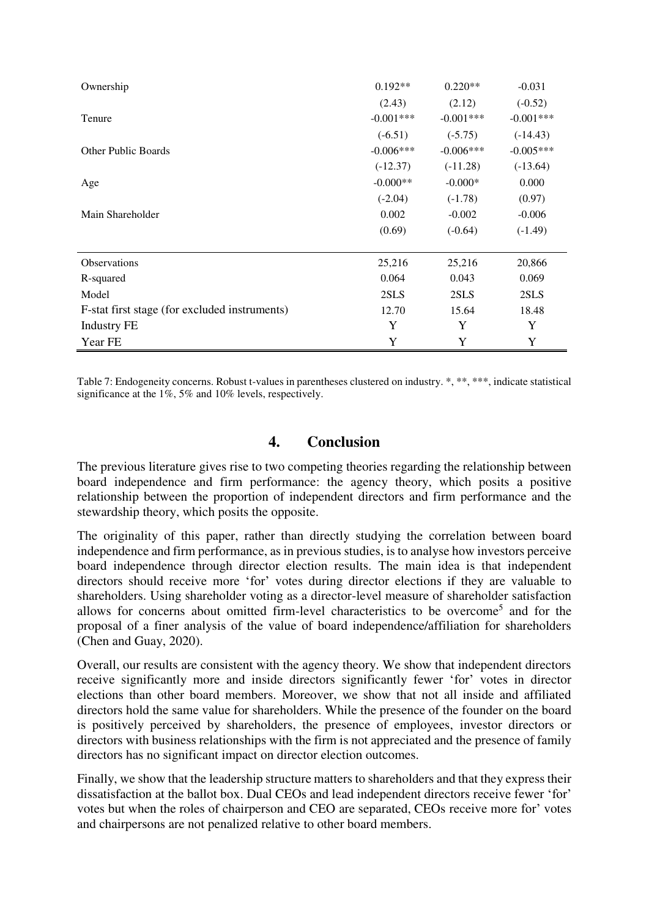| | | | |
|---|---|---|---|
| Ownership | 0.192** | 0.220** | -0.031 |
| | (2.43) | (2.12) | (-0.52) |
| Tenure | -0.001*** | -0.001*** | -0.001*** |
| | (-6.51) | (-5.75) | (-14.43) |
| Other Public Boards | -0.006*** | -0.006*** | -0.005*** |
| | (-12.37) | (-11.28) | (-13.64) |
| Age | -0.000** | -0.000* | 0.000 |
| | (-2.04) | (-1.78) | (0.97) |
| Main Shareholder | 0.002 | -0.002 | -0.006 |
| | (0.69) | (-0.64) | (-1.49) |
| Observations | 25,216 | 25,216 | 20,866 |
| R-squared | 0.064 | 0.043 | 0.069 |
| Model | 2SLS | 2SLS | 2SLS |
| F-stat first stage (for excluded instruments) | 12.70 | 15.64 | 18.48 |
| Industry FE | Y | Y | Y |
| Year FE | Y | Y | Y |

Table 7: Endogeneity concerns. Robust t-values in parentheses clustered on industry. *, **, ***, indicate statistical significance at the 1%, 5% and 10% levels, respectively.

## 4. Conclusion

The previous literature gives rise to two competing theories regarding the relationship between board independence and firm performance: the agency theory, which posits a positive relationship between the proportion of independent directors and firm performance and the stewardship theory, which posits the opposite.

The originality of this paper, rather than directly studying the correlation between board independence and firm performance, as in previous studies, is to analyse how investors perceive board independence through director election results. The main idea is that independent directors should receive more 'for' votes during director elections if they are valuable to shareholders. Using shareholder voting as a director-level measure of shareholder satisfaction allows for concerns about omitted firm-level characteristics to be overcome[5] and for the proposal of a finer analysis of the value of board independence/affiliation for shareholders (Chen and Guay, 2020).

Overall, our results are consistent with the agency theory. We show that independent directors receive significantly more and inside directors significantly fewer 'for' votes in director elections than other board members. Moreover, we show that not all inside and affiliated directors hold the same value for shareholders. While the presence of the founder on the board is positively perceived by shareholders, the presence of employees, investor directors or directors with business relationships with the firm is not appreciated and the presence of family directors has no significant impact on director election outcomes.

Finally, we show that the leadership structure matters to shareholders and that they express their dissatisfaction at the ballot box. Dual CEOs and lead independent directors receive fewer 'for' votes but when the roles of chairperson and CEO are separated, CEOs receive more for' votes and chairpersons are not penalized relative to other board members.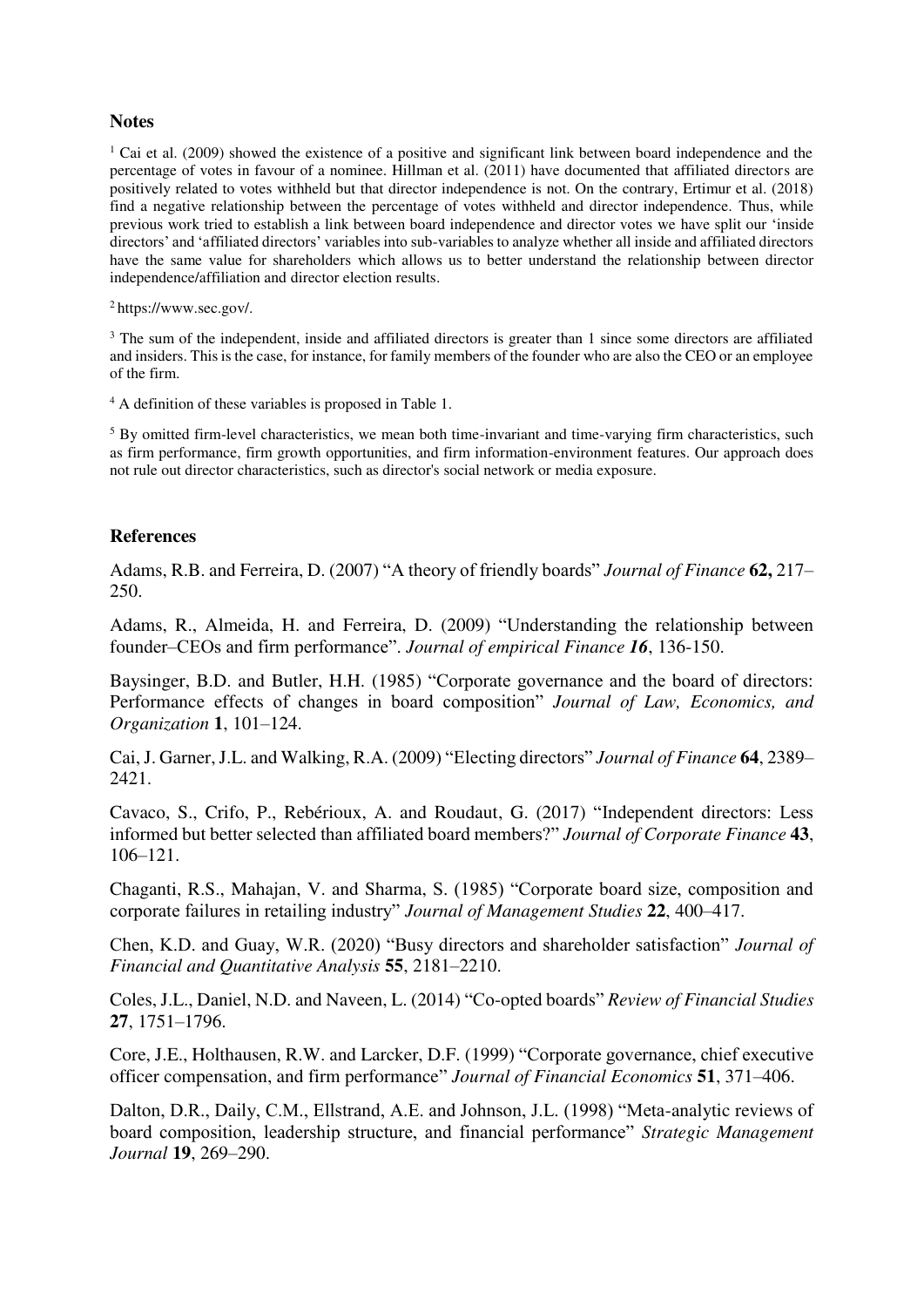## Notes

[1] Cai et al. (2009) showed the existence of a positive and significant link between board independence and the percentage of votes in favour of a nominee. Hillman et al. (2011) have documented that affiliated directors are positively related to votes withheld but that director independence is not. On the contrary, Ertimur et al. (2018) find a negative relationship between the percentage of votes withheld and director independence. Thus, while previous work tried to establish a link between board independence and director votes we have split our 'inside directors' and 'affiliated directors' variables into sub-variables to analyze whether all inside and affiliated directors have the same value for shareholders which allows us to better understand the relationship between director independence/affiliation and director election results.

[2] https://www.sec.gov/.

[3] The sum of the independent, inside and affiliated directors is greater than 1 since some directors are affiliated and insiders. This is the case, for instance, for family members of the founder who are also the CEO or an employee of the firm.

[4] A definition of these variables is proposed in Table 1.

[5] By omitted firm-level characteristics, we mean both time-invariant and time-varying firm characteristics, such as firm performance, firm growth opportunities, and firm information-environment features. Our approach does not rule out director characteristics, such as director's social network or media exposure.

## References

Adams, R.B. and Ferreira, D. (2007) "A theory of friendly boards" *Journal of Finance* **62,** 217–250.

Adams, R., Almeida, H. and Ferreira, D. (2009) "Understanding the relationship between founder–CEOs and firm performance". *Journal of empirical Finance **16***, 136-150.

Baysinger, B.D. and Butler, H.H. (1985) "Corporate governance and the board of directors: Performance effects of changes in board composition" *Journal of Law, Economics, and Organization* **1**, 101–124.

Cai, J. Garner, J.L. and Walking, R.A. (2009) "Electing directors" *Journal of Finance* **64**, 2389–2421.

Cavaco, S., Crifo, P., Rebérioux, A. and Roudaut, G. (2017) "Independent directors: Less informed but better selected than affiliated board members?" *Journal of Corporate Finance* **43**, 106–121.

Chaganti, R.S., Mahajan, V. and Sharma, S. (1985) "Corporate board size, composition and corporate failures in retailing industry" *Journal of Management Studies* **22**, 400–417.

Chen, K.D. and Guay, W.R. (2020) "Busy directors and shareholder satisfaction" *Journal of Financial and Quantitative Analysis* **55**, 2181–2210.

Coles, J.L., Daniel, N.D. and Naveen, L. (2014) "Co-opted boards" *Review of Financial Studies* **27**, 1751–1796.

Core, J.E., Holthausen, R.W. and Larcker, D.F. (1999) "Corporate governance, chief executive officer compensation, and firm performance" *Journal of Financial Economics* **51**, 371–406.

Dalton, D.R., Daily, C.M., Ellstrand, A.E. and Johnson, J.L. (1998) "Meta-analytic reviews of board composition, leadership structure, and financial performance" *Strategic Management Journal* **19**, 269–290.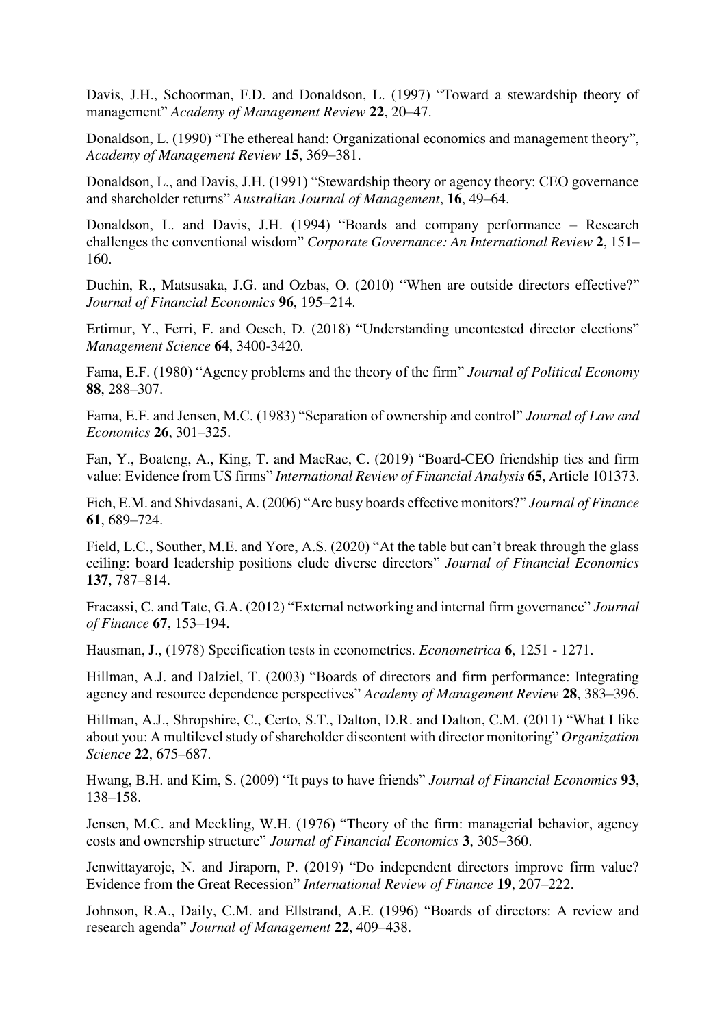Davis, J.H., Schoorman, F.D. and Donaldson, L. (1997) "Toward a stewardship theory of management" *Academy of Management Review* **22**, 20–47.

Donaldson, L. (1990) "The ethereal hand: Organizational economics and management theory", *Academy of Management Review* **15**, 369–381.

Donaldson, L., and Davis, J.H. (1991) "Stewardship theory or agency theory: CEO governance and shareholder returns" *Australian Journal of Management*, **16**, 49–64.

Donaldson, L. and Davis, J.H. (1994) "Boards and company performance – Research challenges the conventional wisdom" *Corporate Governance: An International Review* **2**, 151–160.

Duchin, R., Matsusaka, J.G. and Ozbas, O. (2010) "When are outside directors effective?" *Journal of Financial Economics* **96**, 195–214.

Ertimur, Y., Ferri, F. and Oesch, D. (2018) "Understanding uncontested director elections" *Management Science* **64**, 3400-3420.

Fama, E.F. (1980) "Agency problems and the theory of the firm" *Journal of Political Economy* **88**, 288–307.

Fama, E.F. and Jensen, M.C. (1983) "Separation of ownership and control" *Journal of Law and Economics* **26**, 301–325.

Fan, Y., Boateng, A., King, T. and MacRae, C. (2019) "Board-CEO friendship ties and firm value: Evidence from US firms" *International Review of Financial Analysis* **65**, Article 101373.

Fich, E.M. and Shivdasani, A. (2006) "Are busy boards effective monitors?" *Journal of Finance* **61**, 689–724.

Field, L.C., Souther, M.E. and Yore, A.S. (2020) "At the table but can't break through the glass ceiling: board leadership positions elude diverse directors" *Journal of Financial Economics* **137**, 787–814.

Fracassi, C. and Tate, G.A. (2012) "External networking and internal firm governance" *Journal of Finance* **67**, 153–194.

Hausman, J., (1978) Specification tests in econometrics. *Econometrica* **6**, 1251 - 1271.

Hillman, A.J. and Dalziel, T. (2003) "Boards of directors and firm performance: Integrating agency and resource dependence perspectives" *Academy of Management Review* **28**, 383–396.

Hillman, A.J., Shropshire, C., Certo, S.T., Dalton, D.R. and Dalton, C.M. (2011) "What I like about you: A multilevel study of shareholder discontent with director monitoring" *Organization Science* **22**, 675–687.

Hwang, B.H. and Kim, S. (2009) "It pays to have friends" *Journal of Financial Economics* **93**, 138–158.

Jensen, M.C. and Meckling, W.H. (1976) "Theory of the firm: managerial behavior, agency costs and ownership structure" *Journal of Financial Economics* **3**, 305–360.

Jenwittayaroje, N. and Jiraporn, P. (2019) "Do independent directors improve firm value? Evidence from the Great Recession" *International Review of Finance* **19**, 207–222.

Johnson, R.A., Daily, C.M. and Ellstrand, A.E. (1996) "Boards of directors: A review and research agenda" *Journal of Management* **22**, 409–438.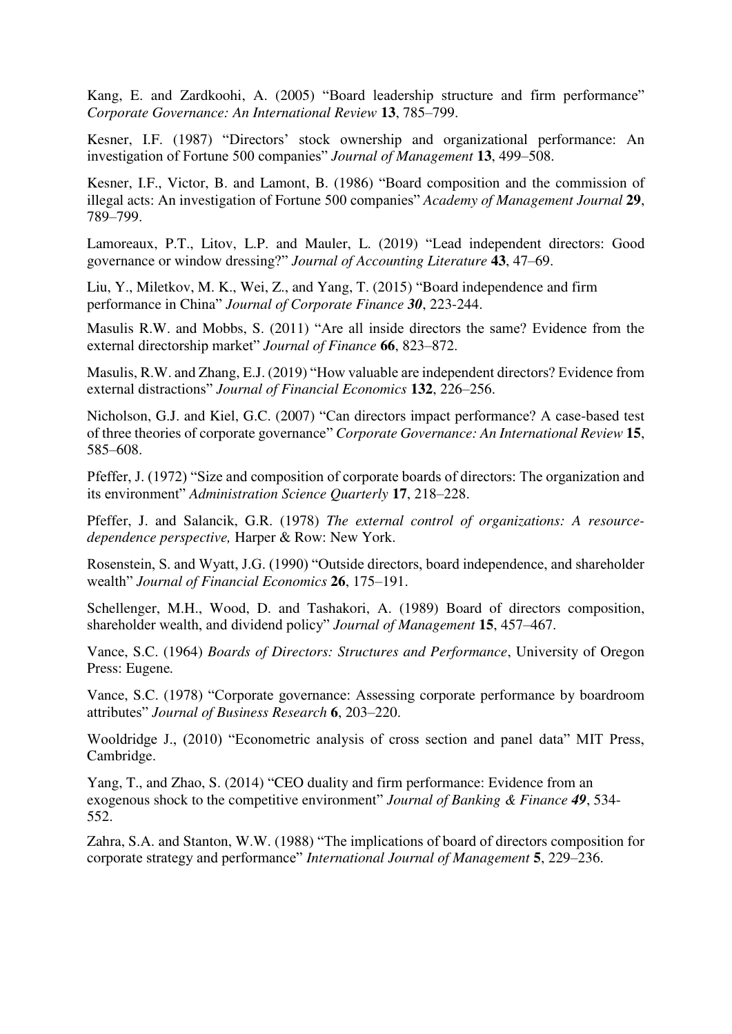Kang, E. and Zardkoohi, A. (2005) "Board leadership structure and firm performance" *Corporate Governance: An International Review* **13**, 785–799.

Kesner, I.F. (1987) "Directors' stock ownership and organizational performance: An investigation of Fortune 500 companies" *Journal of Management* **13**, 499–508.

Kesner, I.F., Victor, B. and Lamont, B. (1986) "Board composition and the commission of illegal acts: An investigation of Fortune 500 companies" *Academy of Management Journal* **29**, 789–799.

Lamoreaux, P.T., Litov, L.P. and Mauler, L. (2019) "Lead independent directors: Good governance or window dressing?" *Journal of Accounting Literature* **43**, 47–69.

Liu, Y., Miletkov, M. K., Wei, Z., and Yang, T. (2015) "Board independence and firm performance in China" *Journal of Corporate Finance* ***30***, 223-244.

Masulis R.W. and Mobbs, S. (2011) "Are all inside directors the same? Evidence from the external directorship market" *Journal of Finance* **66**, 823–872.

Masulis, R.W. and Zhang, E.J. (2019) "How valuable are independent directors? Evidence from external distractions" *Journal of Financial Economics* **132**, 226–256.

Nicholson, G.J. and Kiel, G.C. (2007) "Can directors impact performance? A case-based test of three theories of corporate governance" *Corporate Governance: An International Review* **15**, 585–608.

Pfeffer, J. (1972) "Size and composition of corporate boards of directors: The organization and its environment" *Administration Science Quarterly* **17**, 218–228.

Pfeffer, J. and Salancik, G.R. (1978) *The external control of organizations: A resource-dependence perspective,* Harper & Row: New York.

Rosenstein, S. and Wyatt, J.G. (1990) "Outside directors, board independence, and shareholder wealth" *Journal of Financial Economics* **26**, 175–191.

Schellenger, M.H., Wood, D. and Tashakori, A. (1989) Board of directors composition, shareholder wealth, and dividend policy" *Journal of Management* **15**, 457–467.

Vance, S.C. (1964) *Boards of Directors: Structures and Performance*, University of Oregon Press: Eugene*.*

Vance, S.C. (1978) "Corporate governance: Assessing corporate performance by boardroom attributes" *Journal of Business Research* **6**, 203–220.

Wooldridge J., (2010) "Econometric analysis of cross section and panel data" MIT Press, Cambridge.

Yang, T., and Zhao, S. (2014) "CEO duality and firm performance: Evidence from an exogenous shock to the competitive environment" *Journal of Banking & Finance* ***49***, 534-552.

Zahra, S.A. and Stanton, W.W. (1988) "The implications of board of directors composition for corporate strategy and performance" *International Journal of Management* **5**, 229–236.